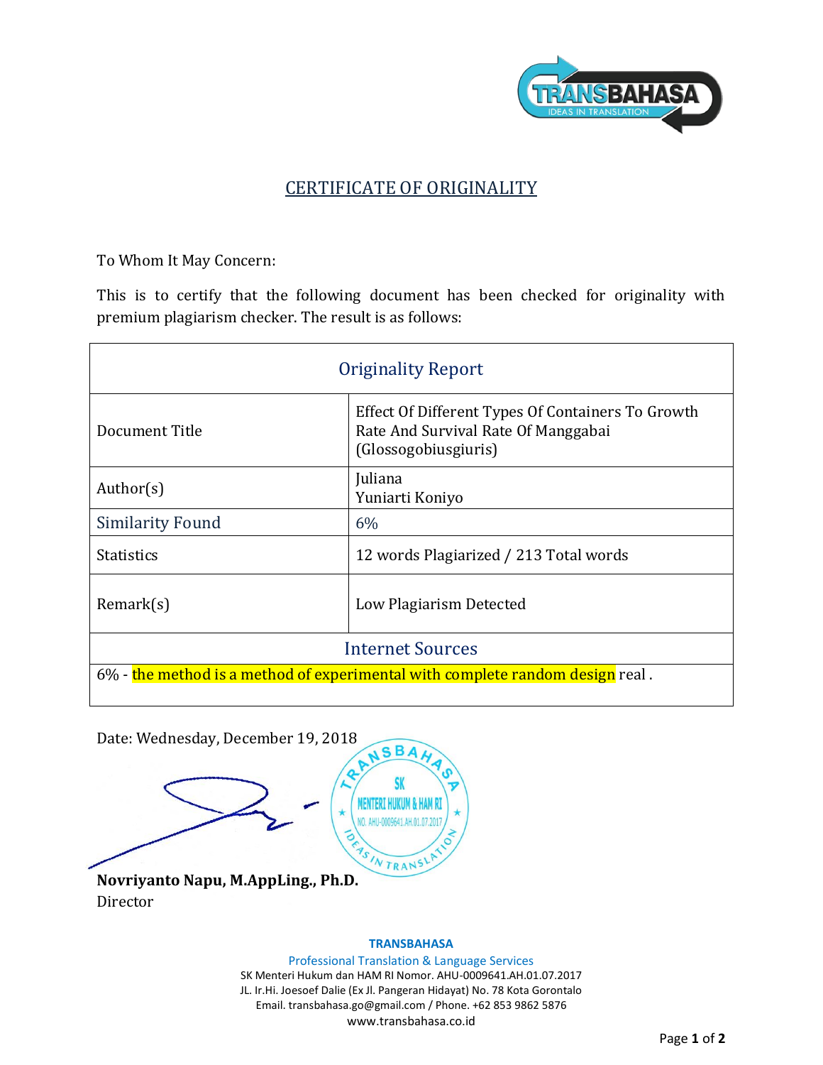# CERTIFICATE OF ORIGINALITY

To Whom It May Concern:

This is to certify that the following document has been checked for originality with premium plagiarism checker. The result is as follows:

| Originality Report | |
|---|---|
| Document Title | Effect Of Different Types Of Containers To Growth Rate And Survival Rate Of Manggabai (Glossogobiusgiuris) |
| Author(s) | Juliana<br>Yuniarti Koniyo |
| Similarity Found | 6% |
| Statistics | 12 words Plagiarized / 213 Total words |
| Remark(s) | Low Plagiarism Detected |
| **Internet Sources** | |
| 6% - the method is a method of experimental with complete random design real . | |

Date: Wednesday, December 19, 2018

**Novriyanto Napu, M.AppLing., Ph.D.**
Director

**TRANSBAHASA**
Professional Translation & Language Services
SK Menteri Hukum dan HAM RI Nomor. AHU-0009641.AH.01.07.2017
JL. Ir.Hi. Joesoef Dalie (Ex Jl. Pangeran Hidayat) No. 78 Kota Gorontalo
Email. transbahasa.go@gmail.com / Phone. +62 853 9862 5876
www.transbahasa.co.id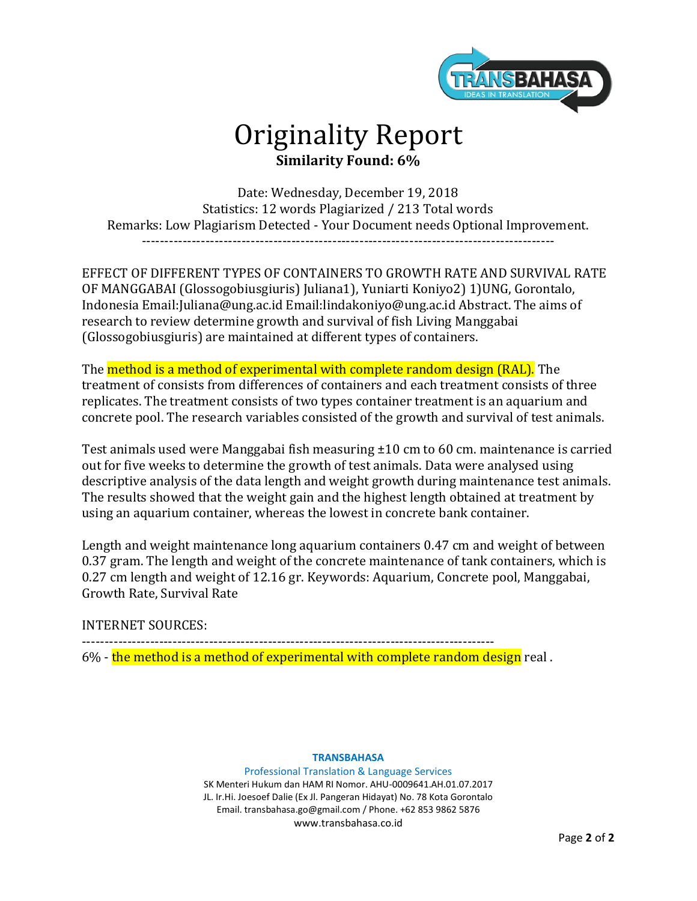# Originality Report

**Similarity Found: 6%**

Date: Wednesday, December 19, 2018
Statistics: 12 words Plagiarized / 213 Total words
Remarks: Low Plagiarism Detected - Your Document needs Optional Improvement.

-------------------------------------------------------------------------------------------

EFFECT OF DIFFERENT TYPES OF CONTAINERS TO GROWTH RATE AND SURVIVAL RATE OF MANGGABAI (Glossogobiusgiuris) Juliana1), Yuniarti Koniyo2) 1)UNG, Gorontalo, Indonesia Email:Juliana@ung.ac.id Email:lindakoniyo@ung.ac.id Abstract. The aims of research to review determine growth and survival of fish Living Manggabai (Glossogobiusgiuris) are maintained at different types of containers.

The method is a method of experimental with complete random design (RAL). The treatment of consists from differences of containers and each treatment consists of three replicates. The treatment consists of two types container treatment is an aquarium and concrete pool. The research variables consisted of the growth and survival of test animals.

Test animals used were Manggabai fish measuring ±10 cm to 60 cm. maintenance is carried out for five weeks to determine the growth of test animals. Data were analysed using descriptive analysis of the data length and weight growth during maintenance test animals. The results showed that the weight gain and the highest length obtained at treatment by using an aquarium container, whereas the lowest in concrete bank container.

Length and weight maintenance long aquarium containers 0.47 cm and weight of between 0.37 gram. The length and weight of the concrete maintenance of tank containers, which is 0.27 cm length and weight of 12.16 gr. Keywords: Aquarium, Concrete pool, Manggabai, Growth Rate, Survival Rate

INTERNET SOURCES:

-------------------------------------------------------------------------------------------

6% - the method is a method of experimental with complete random design real .

**TRANSBAHASA**

Professional Translation & Language Services

SK Menteri Hukum dan HAM RI Nomor. AHU-0009641.AH.01.07.2017

JL. Ir.Hi. Joesoef Dalie (Ex Jl. Pangeran Hidayat) No. 78 Kota Gorontalo

Email. transbahasa.go@gmail.com / Phone. +62 853 9862 5876

www.transbahasa.co.id